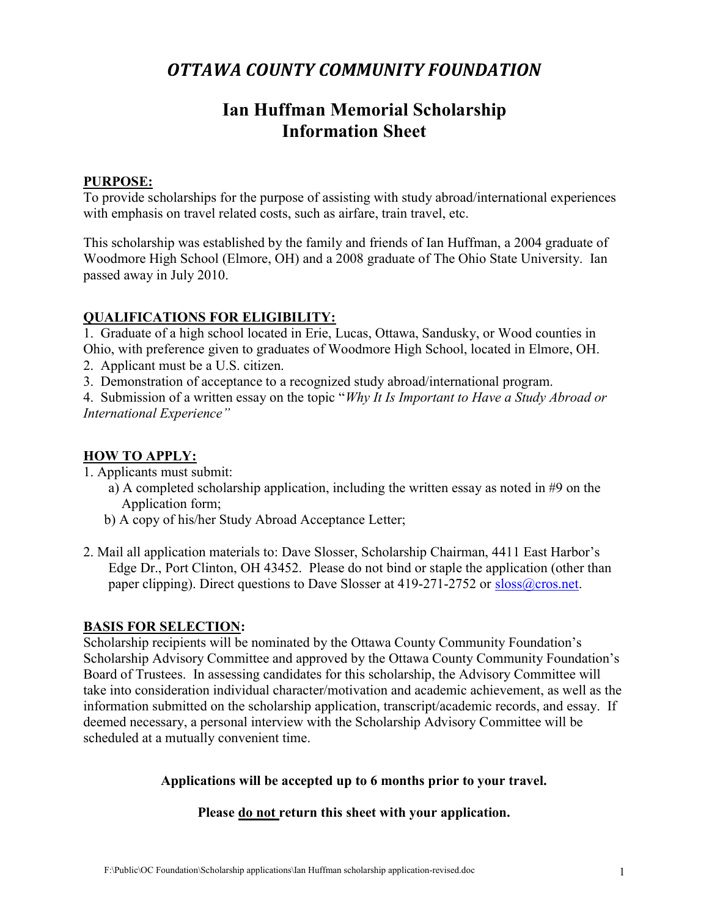# *OTTAWA COUNTY COMMUNITY FOUNDATION*

## Ian Huffman Memorial Scholarship Information Sheet

**PURPOSE:**

To provide scholarships for the purpose of assisting with study abroad/international experiences with emphasis on travel related costs, such as airfare, train travel, etc.

This scholarship was established by the family and friends of Ian Huffman, a 2004 graduate of Woodmore High School (Elmore, OH) and a 2008 graduate of The Ohio State University. Ian passed away in July 2010.

**QUALIFICATIONS FOR ELIGIBILITY:**

1. Graduate of a high school located in Erie, Lucas, Ottawa, Sandusky, or Wood counties in Ohio, with preference given to graduates of Woodmore High School, located in Elmore, OH.
2. Applicant must be a U.S. citizen.
3. Demonstration of acceptance to a recognized study abroad/international program.
4. Submission of a written essay on the topic "*Why It Is Important to Have a Study Abroad or International Experience"*

**HOW TO APPLY:**

1. Applicants must submit:
   a) A completed scholarship application, including the written essay as noted in #9 on the Application form;
   b) A copy of his/her Study Abroad Acceptance Letter;

2. Mail all application materials to: Dave Slosser, Scholarship Chairman, 4411 East Harbor's Edge Dr., Port Clinton, OH 43452. Please do not bind or staple the application (other than paper clipping). Direct questions to Dave Slosser at 419-271-2752 or sloss@cros.net.

**BASIS FOR SELECTION:**

Scholarship recipients will be nominated by the Ottawa County Community Foundation's Scholarship Advisory Committee and approved by the Ottawa County Community Foundation's Board of Trustees. In assessing candidates for this scholarship, the Advisory Committee will take into consideration individual character/motivation and academic achievement, as well as the information submitted on the scholarship application, transcript/academic records, and essay. If deemed necessary, a personal interview with the Scholarship Advisory Committee will be scheduled at a mutually convenient time.

**Applications will be accepted up to 6 months prior to your travel.**

**Please do not return this sheet with your application.**

F:\Public\OC Foundation\Scholarship applications\Ian Huffman scholarship application-revised.doc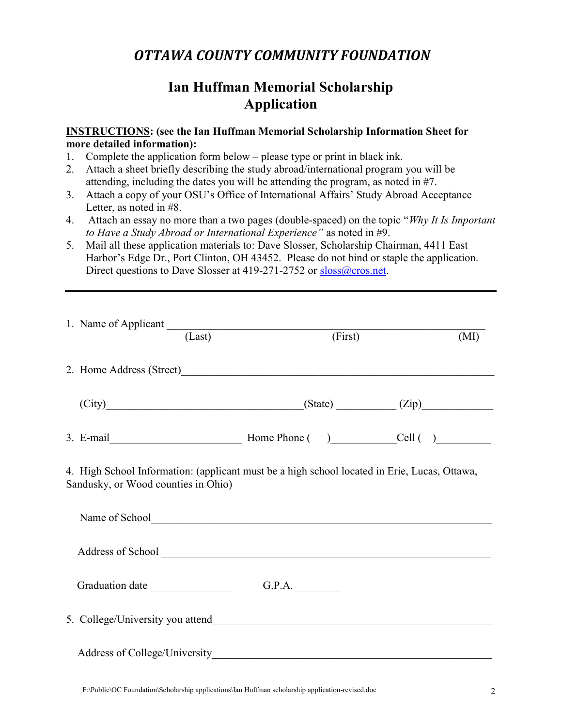# *OTTAWA COUNTY COMMUNITY FOUNDATION*

## Ian Huffman Memorial Scholarship Application

**INSTRUCTIONS: (see the Ian Huffman Memorial Scholarship Information Sheet for more detailed information):**

1. Complete the application form below – please type or print in black ink.
2. Attach a sheet briefly describing the study abroad/international program you will be attending, including the dates you will be attending the program, as noted in #7.
3. Attach a copy of your OSU's Office of International Affairs' Study Abroad Acceptance Letter, as noted in #8.
4. Attach an essay no more than a two pages (double-spaced) on the topic "*Why It Is Important to Have a Study Abroad or International Experience"* as noted in #9.
5. Mail all these application materials to: Dave Slosser, Scholarship Chairman, 4411 East Harbor's Edge Dr., Port Clinton, OH 43452. Please do not bind or staple the application. Direct questions to Dave Slosser at 419-271-2752 or sloss@cros.net.

---

1. Name of Applicant ____________________________________________________________
   (Last) (First) (MI)

2. Home Address (Street)____________________________________________________________

   (City)____________________________________(State) ___________ (Zip)_____________

3. E-mail________________________ Home Phone ( )___________Cell ( )__________

4. High School Information: (applicant must be a high school located in Erie, Lucas, Ottawa, Sandusky, or Wood counties in Ohio)

   Name of School______________________________________________________________

   Address of School ____________________________________________________________

   Graduation date _______________ G.P.A. ________

5. College/University you attend____________________________________________________

   Address of College/University____________________________________________________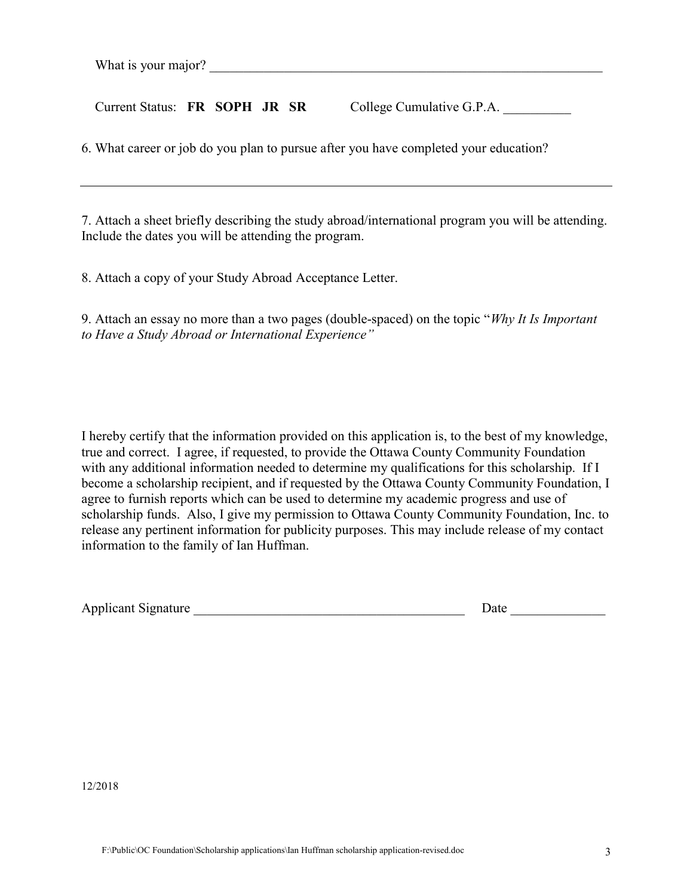What is your major? ____________________________________________________________

Current Status: **FR SOPH JR SR** College Cumulative G.P.A. __________

6. What career or job do you plan to pursue after you have completed your education?

_________________________________________________________________________________

7. Attach a sheet briefly describing the study abroad/international program you will be attending. Include the dates you will be attending the program.

8. Attach a copy of your Study Abroad Acceptance Letter.

9. Attach an essay no more than a two pages (double-spaced) on the topic "*Why It Is Important to Have a Study Abroad or International Experience"*

I hereby certify that the information provided on this application is, to the best of my knowledge, true and correct. I agree, if requested, to provide the Ottawa County Community Foundation with any additional information needed to determine my qualifications for this scholarship. If I become a scholarship recipient, and if requested by the Ottawa County Community Foundation, I agree to furnish reports which can be used to determine my academic progress and use of scholarship funds. Also, I give my permission to Ottawa County Community Foundation, Inc. to release any pertinent information for publicity purposes. This may include release of my contact information to the family of Ian Huffman.

Applicant Signature _________________________________________ Date ______________

12/2018

F:\Public\OC Foundation\Scholarship applications\Ian Huffman scholarship application-revised.doc